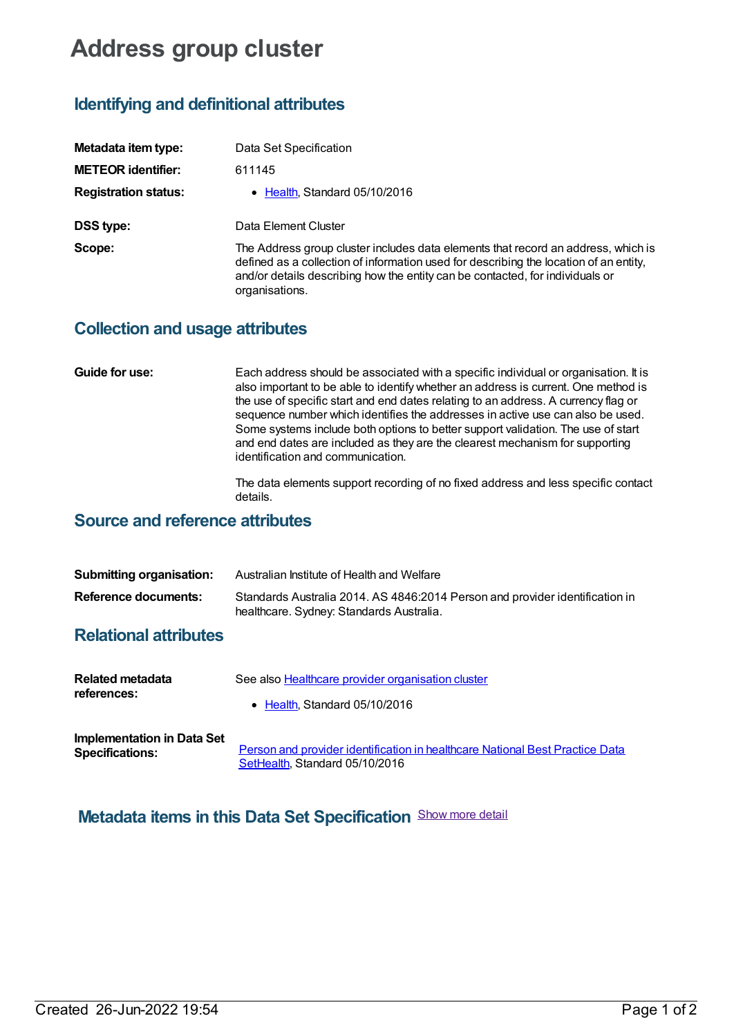# Address group cluster

## Identifying and definitional attributes

| | |
|---|---|
| **Metadata item type:** | Data Set Specification |
| **METEOR identifier:** | 611145 |
| **Registration status:** | • Health, Standard 05/10/2016 |
| **DSS type:** | Data Element Cluster |
| **Scope:** | The Address group cluster includes data elements that record an address, which is defined as a collection of information used for describing the location of an entity, and/or details describing how the entity can be contacted, for individuals or organisations. |

## Collection and usage attributes

**Guide for use:**

Each address should be associated with a specific individual or organisation. It is also important to be able to identify whether an address is current. One method is the use of specific start and end dates relating to an address. A currency flag or sequence number which identifies the addresses in active use can also be used. Some systems include both options to better support validation. The use of start and end dates are included as they are the clearest mechanism for supporting identification and communication.

The data elements support recording of no fixed address and less specific contact details.

## Source and reference attributes

| | |
|---|---|
| **Submitting organisation:** | Australian Institute of Health and Welfare |
| **Reference documents:** | Standards Australia 2014. AS 4846:2014 Person and provider identification in healthcare. Sydney: Standards Australia. |

## Relational attributes

| | |
|---|---|
| **Related metadata references:** | See also Healthcare provider organisation cluster<br>• Health, Standard 05/10/2016 |
| **Implementation in Data Set Specifications:** | Person and provider identification in healthcare National Best Practice Data SetHealth, Standard 05/10/2016 |

## Metadata items in this Data Set Specification

Show more detail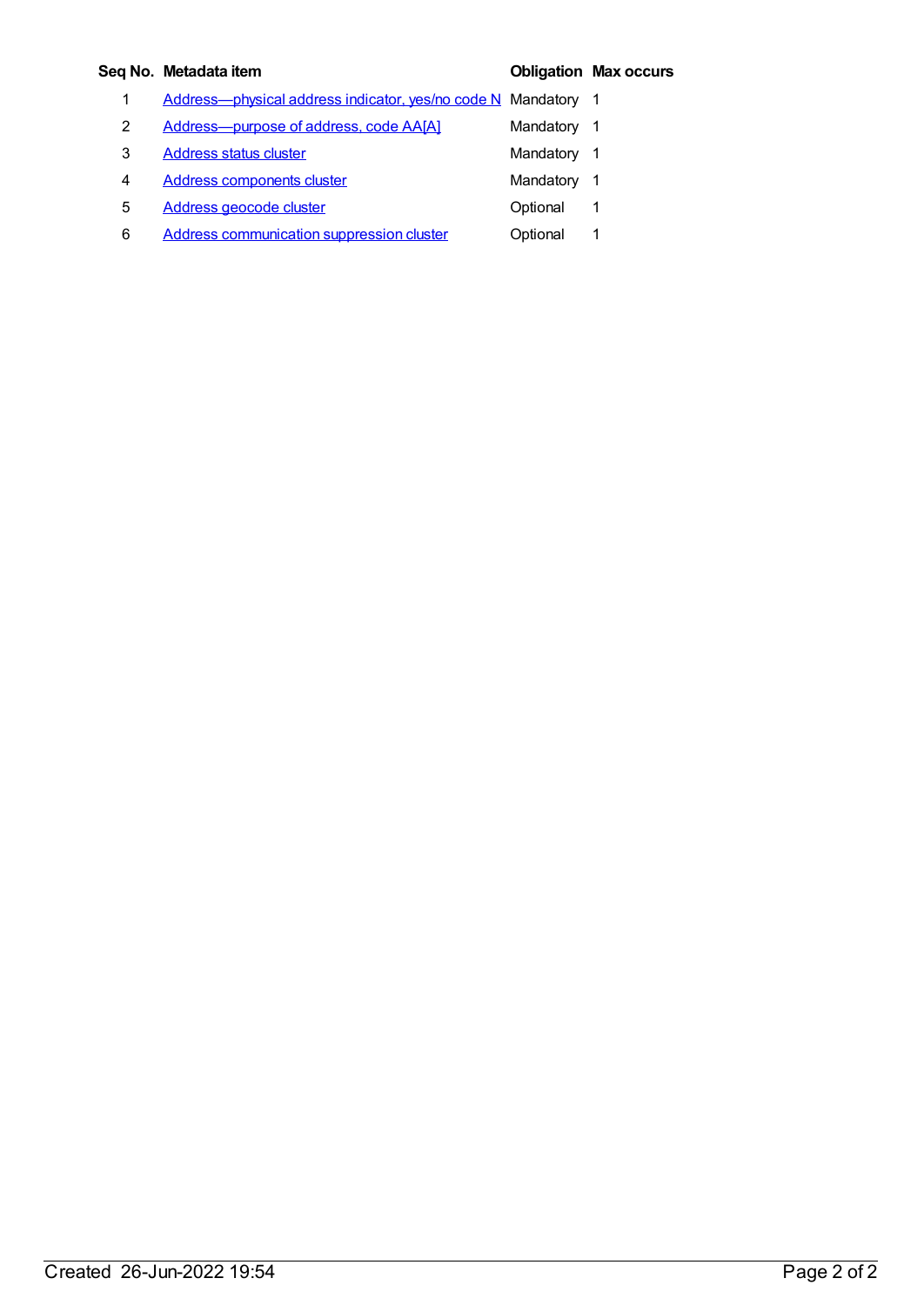| Seq No. | Metadata item | Obligation | Max occurs |
| --- | --- | --- | --- |
| 1 | Address—physical address indicator, yes/no code N | Mandatory | 1 |
| 2 | Address—purpose of address, code AA[A] | Mandatory | 1 |
| 3 | Address status cluster | Mandatory | 1 |
| 4 | Address components cluster | Mandatory | 1 |
| 5 | Address geocode cluster | Optional | 1 |
| 6 | Address communication suppression cluster | Optional | 1 |